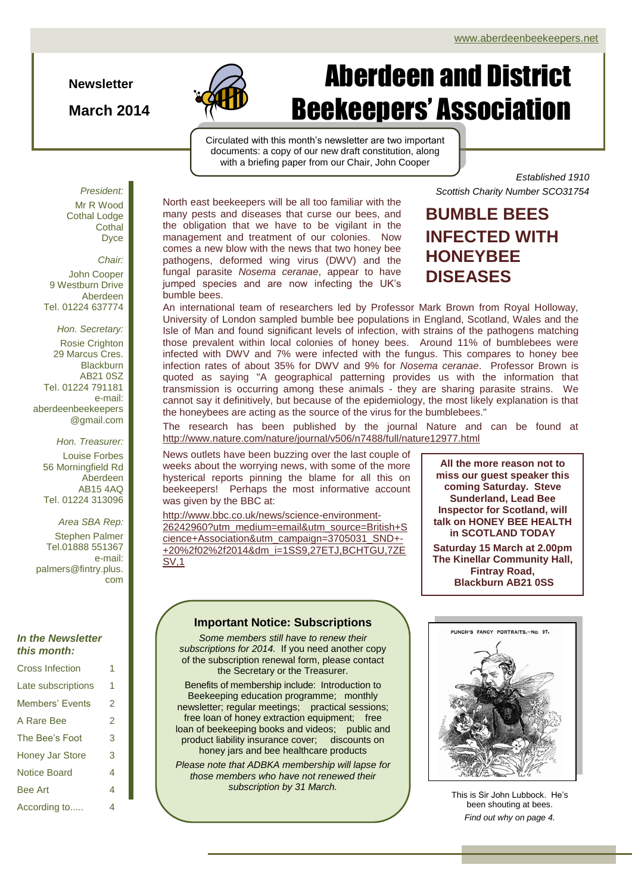www.aberdeenbeekeepers.net

**Newsletter**

**March 2014**

# Aberdeen and District Beekeepers' Association

Circulated with this month's newsletter are two important documents: a copy of our new draft constitution, along with a briefing paper from our Chair, John Cooper

*Established 1910*
*Scottish Charity Number SCO31754*

*President:*
Mr R Wood
Cothal Lodge
Cothal
Dyce

*Chair:*
John Cooper
9 Westburn Drive
Aberdeen
Tel. 01224 637774

*Hon. Secretary:*
Rosie Crighton
29 Marcus Cres.
Blackburn
AB21 0SZ
Tel. 01224 791181
e-mail:
aberdeenbeekeepers@gmail.com

*Hon. Treasurer:*
Louise Forbes
56 Morningfield Rd
Aberdeen
AB15 4AQ
Tel. 01224 313096

*Area SBA Rep:*
Stephen Palmer
Tel.01888 551367
e-mail:
palmers@fintry.plus.com

***In the Newsletter this month:***

| | |
|---|---|
| Cross Infection | 1 |
| Late subscriptions | 1 |
| Members' Events | 2 |
| A Rare Bee | 2 |
| The Bee's Foot | 3 |
| Honey Jar Store | 3 |
| Notice Board | 4 |
| Bee Art | 4 |
| According to..... | 4 |

## BUMBLE BEES INFECTED WITH HONEYBEE DISEASES

North east beekeepers will be all too familiar with the many pests and diseases that curse our bees, and the obligation that we have to be vigilant in the management and treatment of our colonies. Now comes a new blow with the news that two honey bee pathogens, deformed wing virus (DWV) and the fungal parasite *Nosema ceranae*, appear to have jumped species and are now infecting the UK's bumble bees.

An international team of researchers led by Professor Mark Brown from Royal Holloway, University of London sampled bumble bee populations in England, Scotland, Wales and the Isle of Man and found significant levels of infection, with strains of the pathogens matching those prevalent within local colonies of honey bees. Around 11% of bumblebees were infected with DWV and 7% were infected with the fungus. This compares to honey bee infection rates of about 35% for DWV and 9% for *Nosema ceranae*. Professor Brown is quoted as saying "A geographical patterning provides us with the information that transmission is occurring among these animals - they are sharing parasite strains. We cannot say it definitively, but because of the epidemiology, the most likely explanation is that the honeybees are acting as the source of the virus for the bumblebees."

The research has been published by the journal Nature and can be found at http://www.nature.com/nature/journal/v506/n7488/full/nature12977.html

News outlets have been buzzing over the last couple of weeks about the worrying news, with some of the more hysterical reports pinning the blame for all this on beekeepers! Perhaps the most informative account was given by the BBC at:

http://www.bbc.co.uk/news/science-environment-26242960?utm_medium=email&utm_source=British+Science+Association&utm_campaign=3705031_SND+-+20%2f02%2f2014&dm_i=1SS9,27ETJ,BCHTGU,7ZESV,1

**All the more reason not to miss our guest speaker this coming Saturday. Steve Sunderland, Lead Bee Inspector for Scotland, will talk on HONEY BEE HEALTH in SCOTLAND TODAY**

**Saturday 15 March at 2.00pm**
**The Kinellar Community Hall, Fintray Road, Blackburn AB21 0SS**

### Important Notice: Subscriptions

*Some members still have to renew their subscriptions for 2014.* If you need another copy of the subscription renewal form, please contact the Secretary or the Treasurer.

Benefits of membership include: Introduction to Beekeeping education programme; monthly newsletter; regular meetings; practical sessions; free loan of honey extraction equipment; free loan of beekeeping books and videos; public and product liability insurance cover; discounts on honey jars and bee healthcare products

*Please note that ADBKA membership will lapse for those members who have not renewed their subscription by 31 March.*

PUNCH'S FANCY PORTRAITS.—No. 97.

This is Sir John Lubbock. He's been shouting at bees.
*Find out why on page 4.*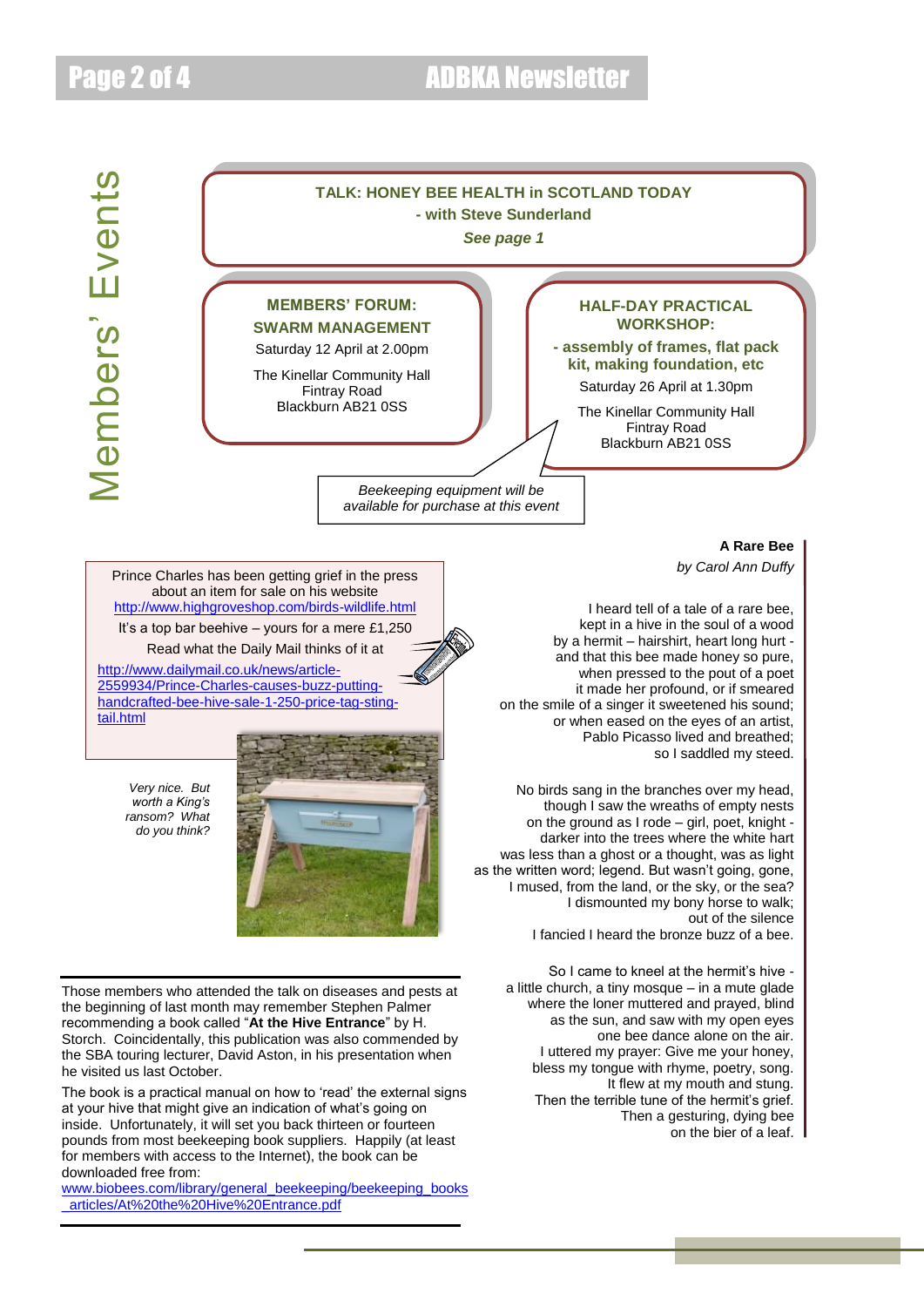# Members' Events

**TALK: HONEY BEE HEALTH in SCOTLAND TODAY**
**- with Steve Sunderland**
***See page 1***

**MEMBERS' FORUM: SWARM MANAGEMENT**

Saturday 12 April at 2.00pm

The Kinellar Community Hall
Fintray Road
Blackburn AB21 0SS

**HALF-DAY PRACTICAL WORKSHOP:**
**- assembly of frames, flat pack kit, making foundation, etc**

Saturday 26 April at 1.30pm

The Kinellar Community Hall
Fintray Road
Blackburn AB21 0SS

*Beekeeping equipment will be available for purchase at this event*

---

Prince Charles has been getting grief in the press about an item for sale on his website
http://www.highgroveshop.com/birds-wildlife.html

It's a top bar beehive – yours for a mere £1,250

Read what the Daily Mail thinks of it at

http://www.dailymail.co.uk/news/article-2559934/Prince-Charles-causes-buzz-putting-handcrafted-bee-hive-sale-1-250-price-tag-sting-tail.html

*Very nice. But worth a King's ransom? What do you think?*

---

Those members who attended the talk on diseases and pests at the beginning of last month may remember Stephen Palmer recommending a book called "**At the Hive Entrance**" by H. Storch. Coincidentally, this publication was also commended by the SBA touring lecturer, David Aston, in his presentation when he visited us last October.

The book is a practical manual on how to 'read' the external signs at your hive that might give an indication of what's going on inside. Unfortunately, it will set you back thirteen or fourteen pounds from most beekeeping book suppliers. Happily (at least for members with access to the Internet), the book can be downloaded free from:
www.biobees.com/library/general_beekeeping/beekeeping_books_articles/At%20the%20Hive%20Entrance.pdf

---

**A Rare Bee**
*by Carol Ann Duffy*

I heard tell of a tale of a rare bee,
kept in a hive in the soul of a wood
by a hermit – hairshirt, heart long hurt -
and that this bee made honey so pure,
when pressed to the pout of a poet
it made her profound, or if smeared
on the smile of a singer it sweetened his sound;
or when eased on the eyes of an artist,
Pablo Picasso lived and breathed;
so I saddled my steed.

No birds sang in the branches over my head,
though I saw the wreaths of empty nests
on the ground as I rode – girl, poet, knight -
darker into the trees where the white hart
was less than a ghost or a thought, was as light
as the written word; legend. But wasn't going, gone,
I mused, from the land, or the sky, or the sea?
I dismounted my bony horse to walk;
out of the silence
I fancied I heard the bronze buzz of a bee.

So I came to kneel at the hermit's hive -
a little church, a tiny mosque – in a mute glade
where the loner muttered and prayed, blind
as the sun, and saw with my open eyes
one bee dance alone on the air.
I uttered my prayer: Give me your honey,
bless my tongue with rhyme, poetry, song.
It flew at my mouth and stung.
Then the terrible tune of the hermit's grief.
Then a gesturing, dying bee
on the bier of a leaf.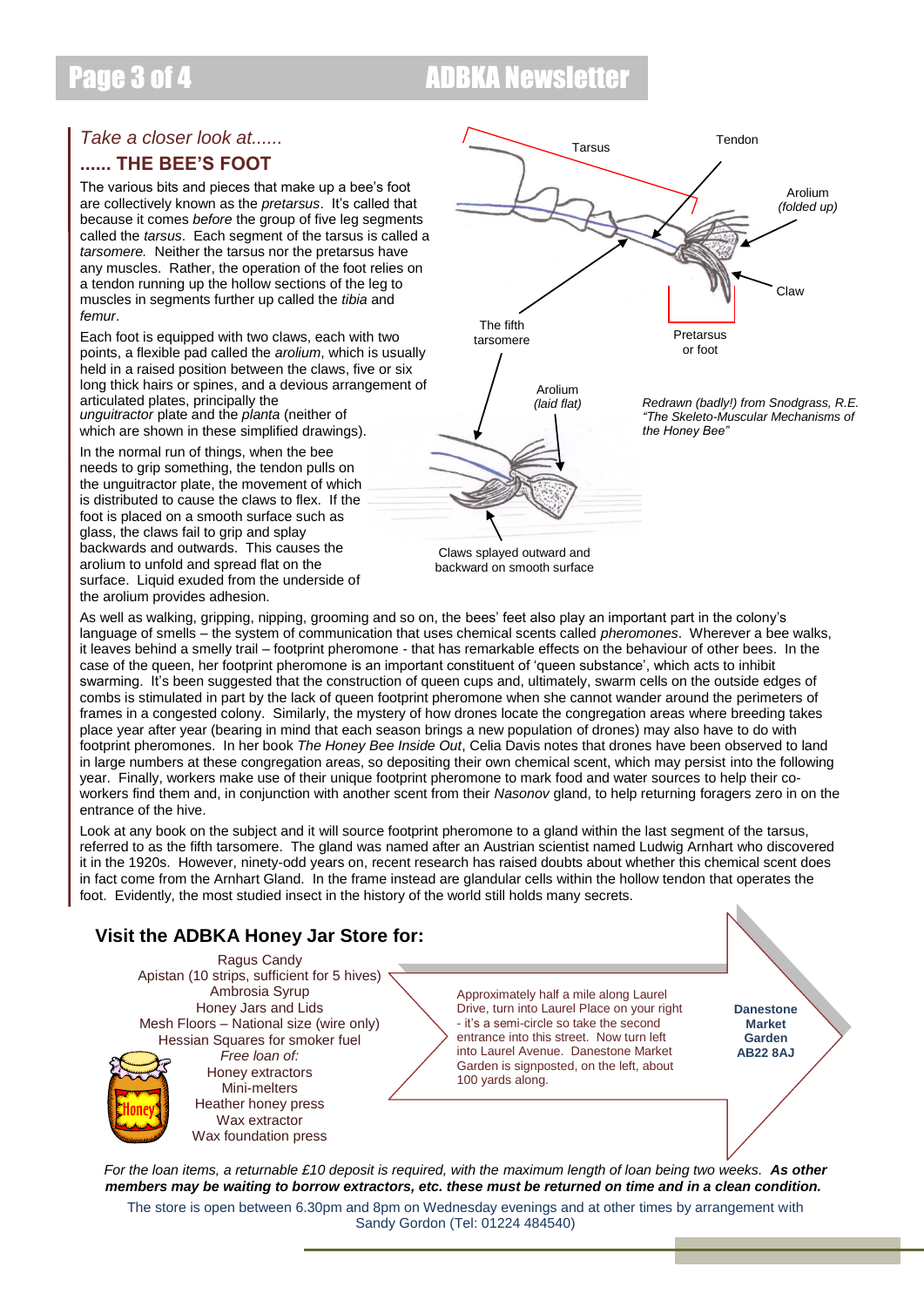*Take a closer look at......*

## ...... THE BEE'S FOOT

The various bits and pieces that make up a bee's foot are collectively known as the *pretarsus*. It's called that because it comes *before* the group of five leg segments called the *tarsus*. Each segment of the tarsus is called a *tarsomere.* Neither the tarsus nor the pretarsus have any muscles. Rather, the operation of the foot relies on a tendon running up the hollow sections of the leg to muscles in segments further up called the *tibia* and *femur*.

Each foot is equipped with two claws, each with two points, a flexible pad called the *arolium*, which is usually held in a raised position between the claws, five or six long thick hairs or spines, and a devious arrangement of articulated plates, principally the *unguitractor* plate and the *planta* (neither of which are shown in these simplified drawings).

In the normal run of things, when the bee needs to grip something, the tendon pulls on the unguitractor plate, the movement of which is distributed to cause the claws to flex. If the foot is placed on a smooth surface such as glass, the claws fail to grip and splay backwards and outwards. This causes the arolium to unfold and spread flat on the surface. Liquid exuded from the underside of the arolium provides adhesion.

Tarsus | Tendon | Arolium *(folded up)* | Claw | Pretarsus or foot | The fifth tarsomere | Arolium *(laid flat)* | Claws splayed outward and backward on smooth surface

*Redrawn (badly!) from Snodgrass, R.E. "The Skeleto-Muscular Mechanisms of the Honey Bee"*

As well as walking, gripping, nipping, grooming and so on, the bees' feet also play an important part in the colony's language of smells – the system of communication that uses chemical scents called *pheromones*. Wherever a bee walks, it leaves behind a smelly trail – footprint pheromone - that has remarkable effects on the behaviour of other bees. In the case of the queen, her footprint pheromone is an important constituent of 'queen substance', which acts to inhibit swarming. It's been suggested that the construction of queen cups and, ultimately, swarm cells on the outside edges of combs is stimulated in part by the lack of queen footprint pheromone when she cannot wander around the perimeters of frames in a congested colony. Similarly, the mystery of how drones locate the congregation areas where breeding takes place year after year (bearing in mind that each season brings a new population of drones) may also have to do with footprint pheromones. In her book *The Honey Bee Inside Out*, Celia Davis notes that drones have been observed to land in large numbers at these congregation areas, so depositing their own chemical scent, which may persist into the following year. Finally, workers make use of their unique footprint pheromone to mark food and water sources to help their co-workers find them and, in conjunction with another scent from their *Nasonov* gland, to help returning foragers zero in on the entrance of the hive.

Look at any book on the subject and it will source footprint pheromone to a gland within the last segment of the tarsus, referred to as the fifth tarsomere. The gland was named after an Austrian scientist named Ludwig Arnhart who discovered it in the 1920s. However, ninety-odd years on, recent research has raised doubts about whether this chemical scent does in fact come from the Arnhart Gland. In the frame instead are glandular cells within the hollow tendon that operates the foot. Evidently, the most studied insect in the history of the world still holds many secrets.

## Visit the ADBKA Honey Jar Store for:

Ragus Candy
Apistan (10 strips, sufficient for 5 hives)
Ambrosia Syrup
Honey Jars and Lids
Mesh Floors – National size (wire only)
Hessian Squares for smoker fuel
*Free loan of:*
Honey extractors
Mini-melters
Heather honey press
Wax extractor
Wax foundation press

Approximately half a mile along Laurel Drive, turn into Laurel Place on your right - it's a semi-circle so take the second entrance into this street. Now turn left into Laurel Avenue. Danestone Market Garden is signposted, on the left, about 100 yards along.

**Danestone Market Garden AB22 8AJ**

*For the loan items, a returnable £10 deposit is required, with the maximum length of loan being two weeks.* ***As other members may be waiting to borrow extractors, etc. these must be returned on time and in a clean condition.***

The store is open between 6.30pm and 8pm on Wednesday evenings and at other times by arrangement with Sandy Gordon (Tel: 01224 484540)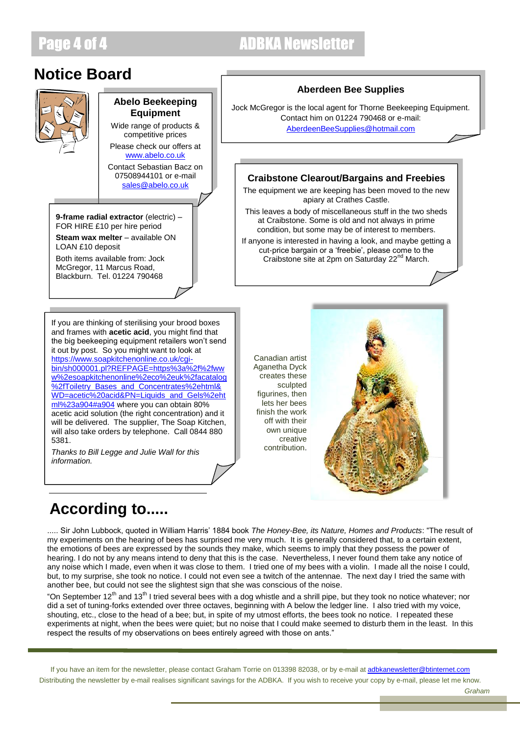## Notice Board

### Abelo Beekeeping Equipment

Wide range of products & competitive prices

Please check our offers at www.abelo.co.uk

Contact Sebastian Bacz on 07508944101 or e-mail sales@abelo.co.uk

### Aberdeen Bee Supplies

Jock McGregor is the local agent for Thorne Beekeeping Equipment. Contact him on 01224 790468 or e-mail: AberdeenBeeSupplies@hotmail.com

**9-frame radial extractor** (electric) – FOR HIRE £10 per hire period

**Steam wax melter** – available ON LOAN £10 deposit

Both items available from: Jock McGregor, 11 Marcus Road, Blackburn. Tel. 01224 790468

### Craibstone Clearout/Bargains and Freebies

The equipment we are keeping has been moved to the new apiary at Crathes Castle.

This leaves a body of miscellaneous stuff in the two sheds at Craibstone. Some is old and not always in prime condition, but some may be of interest to members.

If anyone is interested in having a look, and maybe getting a cut-price bargain or a 'freebie', please come to the Craibstone site at 2pm on Saturday 22nd March.

If you are thinking of sterilising your brood boxes and frames with **acetic acid**, you might find that the big beekeeping equipment retailers won't send it out by post. So you might want to look at https://www.soapkitchenonline.co.uk/cgi-bin/sh000001.pl?REFPAGE=https%3a%2f%2fwww%2esoapkitchenonline%2eco%2euk%2facatalog%2fToiletry_Bases_and_Concentrates%2ehtml&WD=acetic%20acid&PN=Liquids_and_Gels%2ehtml%23a904#a904 where you can obtain 80% acetic acid solution (the right concentration) and it will be delivered. The supplier, The Soap Kitchen, will also take orders by telephone. Call 0844 880 5381.

*Thanks to Bill Legge and Julie Wall for this information.*

Canadian artist Aganetha Dyck creates these sculpted figurines, then lets her bees finish the work off with their own unique creative contribution.

## According to.....

..... Sir John Lubbock, quoted in William Harris' 1884 book *The Honey-Bee, its Nature, Homes and Products*: "The result of my experiments on the hearing of bees has surprised me very much. It is generally considered that, to a certain extent, the emotions of bees are expressed by the sounds they make, which seems to imply that they possess the power of hearing. I do not by any means intend to deny that this is the case. Nevertheless, I never found them take any notice of any noise which I made, even when it was close to them. I tried one of my bees with a violin. I made all the noise I could, but, to my surprise, she took no notice. I could not even see a twitch of the antennae. The next day I tried the same with another bee, but could not see the slightest sign that she was conscious of the noise.

"On September 12th and 13th I tried several bees with a dog whistle and a shrill pipe, but they took no notice whatever; nor did a set of tuning-forks extended over three octaves, beginning with A below the ledger line. I also tried with my voice, shouting, etc., close to the head of a bee; but, in spite of my utmost efforts, the bees took no notice. I repeated these experiments at night, when the bees were quiet; but no noise that I could make seemed to disturb them in the least. In this respect the results of my observations on bees entirely agreed with those on ants."

If you have an item for the newsletter, please contact Graham Torrie on 013398 82038, or by e-mail at adbkanewsletter@btinternet.com

Distributing the newsletter by e-mail realises significant savings for the ADBKA. If you wish to receive your copy by e-mail, please let me know.

*Graham*